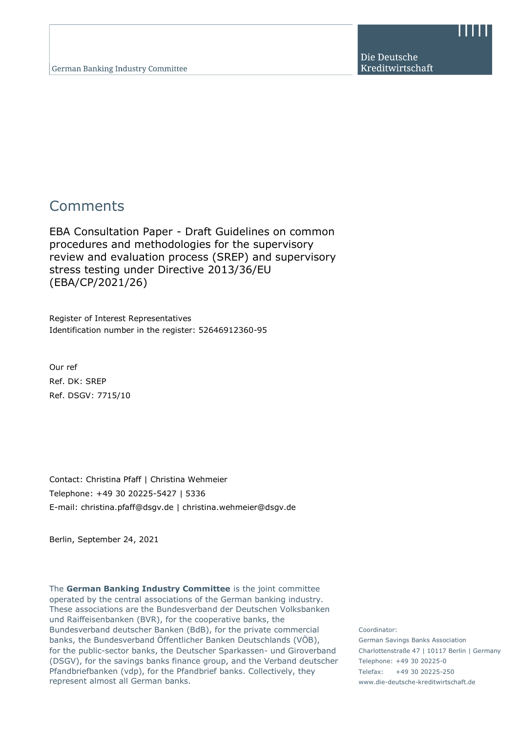German Banking Industry Committee

Die Deutsche Kreditwirtschaft

# Comments

## EBA Consultation Paper - Draft Guidelines on common procedures and methodologies for the supervisory review and evaluation process (SREP) and supervisory stress testing under Directive 2013/36/EU (EBA/CP/2021/26)

Register of Interest Representatives
Identification number in the register: 52646912360-95

Our ref
Ref. DK: SREP
Ref. DSGV: 7715/10

Contact: Christina Pfaff | Christina Wehmeier
Telephone: +49 30 20225-5427 | 5336
E-mail: christina.pfaff@dsgv.de | christina.wehmeier@dsgv.de

Berlin, September 24, 2021

The **German Banking Industry Committee** is the joint committee operated by the central associations of the German banking industry. These associations are the Bundesverband der Deutschen Volksbanken und Raiffeisenbanken (BVR), for the cooperative banks, the Bundesverband deutscher Banken (BdB), for the private commercial banks, the Bundesverband Öffentlicher Banken Deutschlands (VÖB), for the public-sector banks, the Deutscher Sparkassen- und Giroverband (DSGV), for the savings banks finance group, and the Verband deutscher Pfandbriefbanken (vdp), for the Pfandbrief banks. Collectively, they represent almost all German banks.

Coordinator:
German Savings Banks Association
Charlottenstraße 47 | 10117 Berlin | Germany
Telephone: +49 30 20225-0
Telefax: +49 30 20225-250
www.die-deutsche-kreditwirtschaft.de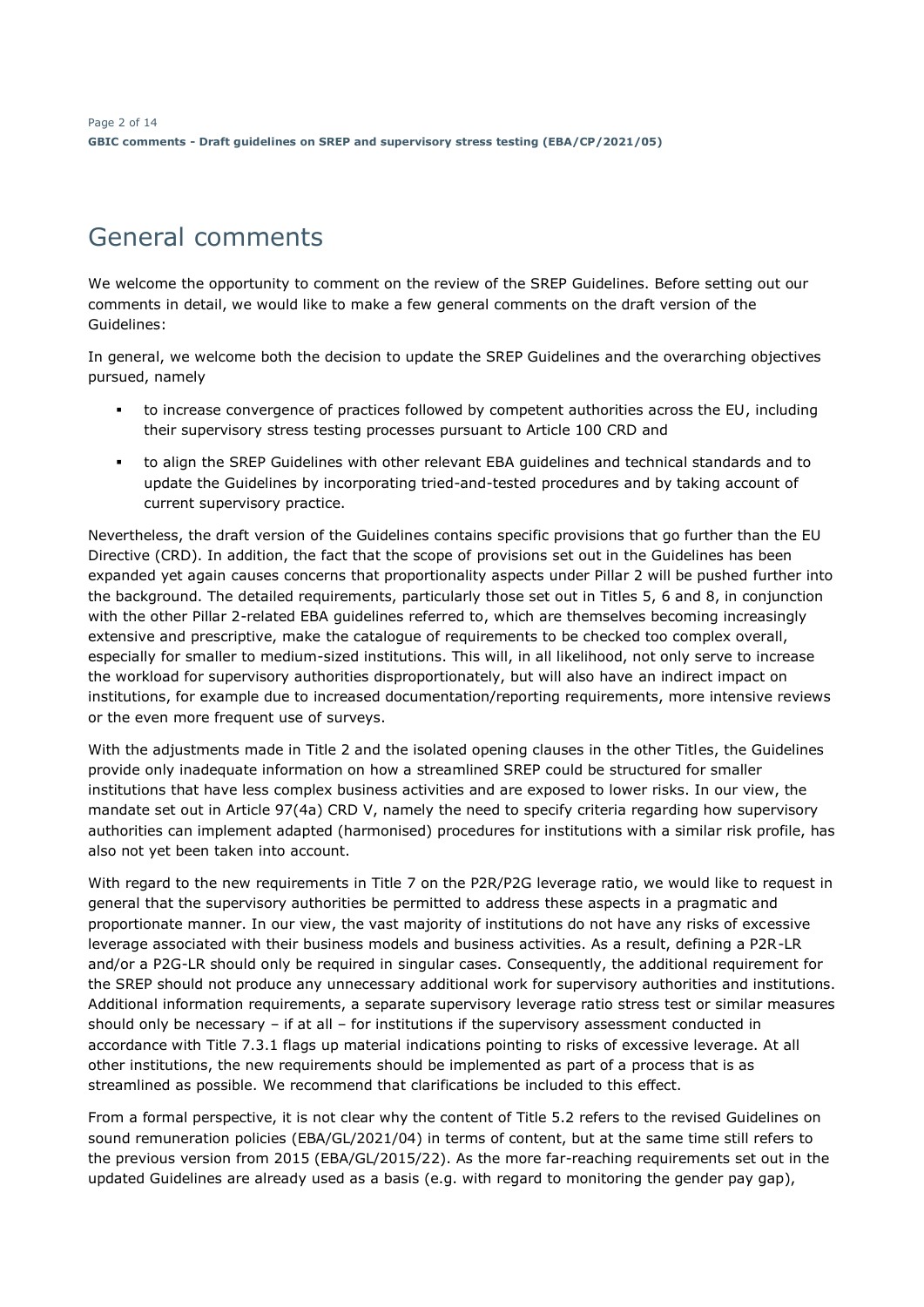# General comments

We welcome the opportunity to comment on the review of the SREP Guidelines. Before setting out our comments in detail, we would like to make a few general comments on the draft version of the Guidelines:

In general, we welcome both the decision to update the SREP Guidelines and the overarching objectives pursued, namely

- to increase convergence of practices followed by competent authorities across the EU, including their supervisory stress testing processes pursuant to Article 100 CRD and
- to align the SREP Guidelines with other relevant EBA guidelines and technical standards and to update the Guidelines by incorporating tried-and-tested procedures and by taking account of current supervisory practice.

Nevertheless, the draft version of the Guidelines contains specific provisions that go further than the EU Directive (CRD). In addition, the fact that the scope of provisions set out in the Guidelines has been expanded yet again causes concerns that proportionality aspects under Pillar 2 will be pushed further into the background. The detailed requirements, particularly those set out in Titles 5, 6 and 8, in conjunction with the other Pillar 2-related EBA guidelines referred to, which are themselves becoming increasingly extensive and prescriptive, make the catalogue of requirements to be checked too complex overall, especially for smaller to medium-sized institutions. This will, in all likelihood, not only serve to increase the workload for supervisory authorities disproportionately, but will also have an indirect impact on institutions, for example due to increased documentation/reporting requirements, more intensive reviews or the even more frequent use of surveys.

With the adjustments made in Title 2 and the isolated opening clauses in the other Titles, the Guidelines provide only inadequate information on how a streamlined SREP could be structured for smaller institutions that have less complex business activities and are exposed to lower risks. In our view, the mandate set out in Article 97(4a) CRD V, namely the need to specify criteria regarding how supervisory authorities can implement adapted (harmonised) procedures for institutions with a similar risk profile, has also not yet been taken into account.

With regard to the new requirements in Title 7 on the P2R/P2G leverage ratio, we would like to request in general that the supervisory authorities be permitted to address these aspects in a pragmatic and proportionate manner. In our view, the vast majority of institutions do not have any risks of excessive leverage associated with their business models and business activities. As a result, defining a P2R-LR and/or a P2G-LR should only be required in singular cases. Consequently, the additional requirement for the SREP should not produce any unnecessary additional work for supervisory authorities and institutions. Additional information requirements, a separate supervisory leverage ratio stress test or similar measures should only be necessary – if at all – for institutions if the supervisory assessment conducted in accordance with Title 7.3.1 flags up material indications pointing to risks of excessive leverage. At all other institutions, the new requirements should be implemented as part of a process that is as streamlined as possible. We recommend that clarifications be included to this effect.

From a formal perspective, it is not clear why the content of Title 5.2 refers to the revised Guidelines on sound remuneration policies (EBA/GL/2021/04) in terms of content, but at the same time still refers to the previous version from 2015 (EBA/GL/2015/22). As the more far-reaching requirements set out in the updated Guidelines are already used as a basis (e.g. with regard to monitoring the gender pay gap),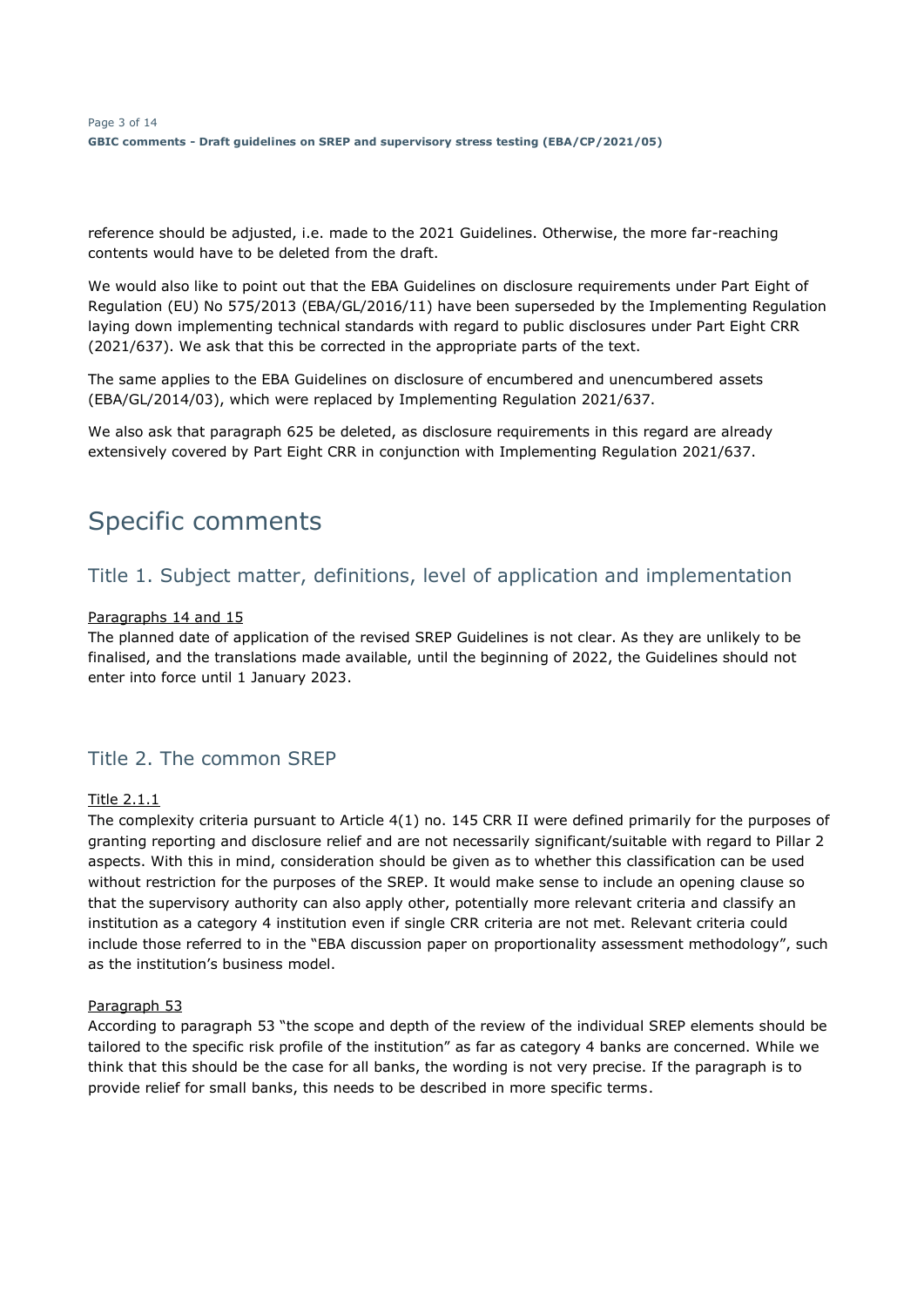reference should be adjusted, i.e. made to the 2021 Guidelines. Otherwise, the more far-reaching contents would have to be deleted from the draft.

We would also like to point out that the EBA Guidelines on disclosure requirements under Part Eight of Regulation (EU) No 575/2013 (EBA/GL/2016/11) have been superseded by the Implementing Regulation laying down implementing technical standards with regard to public disclosures under Part Eight CRR (2021/637). We ask that this be corrected in the appropriate parts of the text.

The same applies to the EBA Guidelines on disclosure of encumbered and unencumbered assets (EBA/GL/2014/03), which were replaced by Implementing Regulation 2021/637.

We also ask that paragraph 625 be deleted, as disclosure requirements in this regard are already extensively covered by Part Eight CRR in conjunction with Implementing Regulation 2021/637.

# Specific comments

## Title 1. Subject matter, definitions, level of application and implementation

<u>Paragraphs 14 and 15</u>

The planned date of application of the revised SREP Guidelines is not clear. As they are unlikely to be finalised, and the translations made available, until the beginning of 2022, the Guidelines should not enter into force until 1 January 2023.

## Title 2. The common SREP

<u>Title 2.1.1</u>

The complexity criteria pursuant to Article 4(1) no. 145 CRR II were defined primarily for the purposes of granting reporting and disclosure relief and are not necessarily significant/suitable with regard to Pillar 2 aspects. With this in mind, consideration should be given as to whether this classification can be used without restriction for the purposes of the SREP. It would make sense to include an opening clause so that the supervisory authority can also apply other, potentially more relevant criteria and classify an institution as a category 4 institution even if single CRR criteria are not met. Relevant criteria could include those referred to in the "EBA discussion paper on proportionality assessment methodology", such as the institution's business model.

<u>Paragraph 53</u>

According to paragraph 53 "the scope and depth of the review of the individual SREP elements should be tailored to the specific risk profile of the institution" as far as category 4 banks are concerned. While we think that this should be the case for all banks, the wording is not very precise. If the paragraph is to provide relief for small banks, this needs to be described in more specific terms.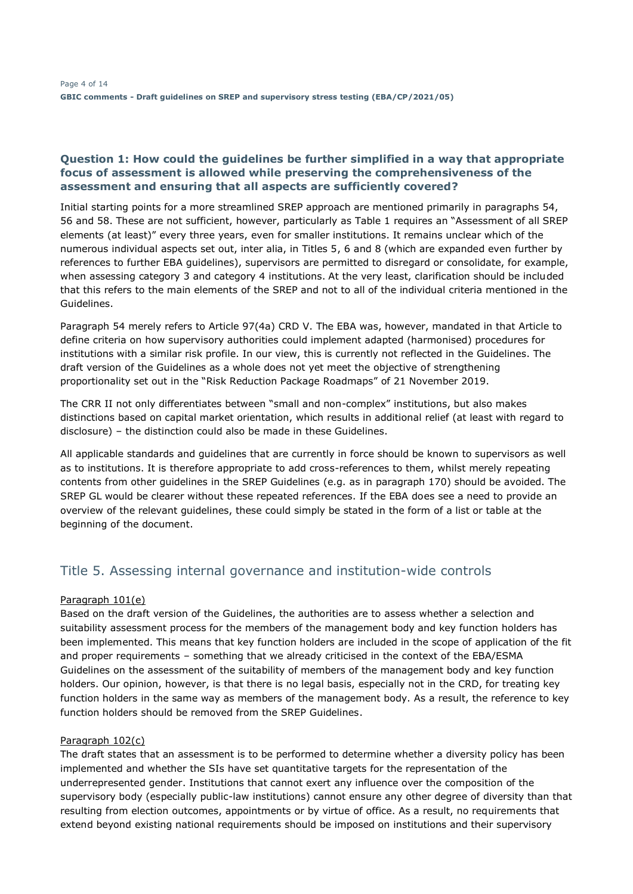### Question 1: How could the guidelines be further simplified in a way that appropriate focus of assessment is allowed while preserving the comprehensiveness of the assessment and ensuring that all aspects are sufficiently covered?

Initial starting points for a more streamlined SREP approach are mentioned primarily in paragraphs 54, 56 and 58. These are not sufficient, however, particularly as Table 1 requires an "Assessment of all SREP elements (at least)" every three years, even for smaller institutions. It remains unclear which of the numerous individual aspects set out, inter alia, in Titles 5, 6 and 8 (which are expanded even further by references to further EBA guidelines), supervisors are permitted to disregard or consolidate, for example, when assessing category 3 and category 4 institutions. At the very least, clarification should be included that this refers to the main elements of the SREP and not to all of the individual criteria mentioned in the Guidelines.

Paragraph 54 merely refers to Article 97(4a) CRD V. The EBA was, however, mandated in that Article to define criteria on how supervisory authorities could implement adapted (harmonised) procedures for institutions with a similar risk profile. In our view, this is currently not reflected in the Guidelines. The draft version of the Guidelines as a whole does not yet meet the objective of strengthening proportionality set out in the "Risk Reduction Package Roadmaps" of 21 November 2019.

The CRR II not only differentiates between "small and non-complex" institutions, but also makes distinctions based on capital market orientation, which results in additional relief (at least with regard to disclosure) – the distinction could also be made in these Guidelines.

All applicable standards and guidelines that are currently in force should be known to supervisors as well as to institutions. It is therefore appropriate to add cross-references to them, whilst merely repeating contents from other guidelines in the SREP Guidelines (e.g. as in paragraph 170) should be avoided. The SREP GL would be clearer without these repeated references. If the EBA does see a need to provide an overview of the relevant guidelines, these could simply be stated in the form of a list or table at the beginning of the document.

## Title 5. Assessing internal governance and institution-wide controls

Paragraph 101(e)

Based on the draft version of the Guidelines, the authorities are to assess whether a selection and suitability assessment process for the members of the management body and key function holders has been implemented. This means that key function holders are included in the scope of application of the fit and proper requirements – something that we already criticised in the context of the EBA/ESMA Guidelines on the assessment of the suitability of members of the management body and key function holders. Our opinion, however, is that there is no legal basis, especially not in the CRD, for treating key function holders in the same way as members of the management body. As a result, the reference to key function holders should be removed from the SREP Guidelines.

Paragraph 102(c)

The draft states that an assessment is to be performed to determine whether a diversity policy has been implemented and whether the SIs have set quantitative targets for the representation of the underrepresented gender. Institutions that cannot exert any influence over the composition of the supervisory body (especially public-law institutions) cannot ensure any other degree of diversity than that resulting from election outcomes, appointments or by virtue of office. As a result, no requirements that extend beyond existing national requirements should be imposed on institutions and their supervisory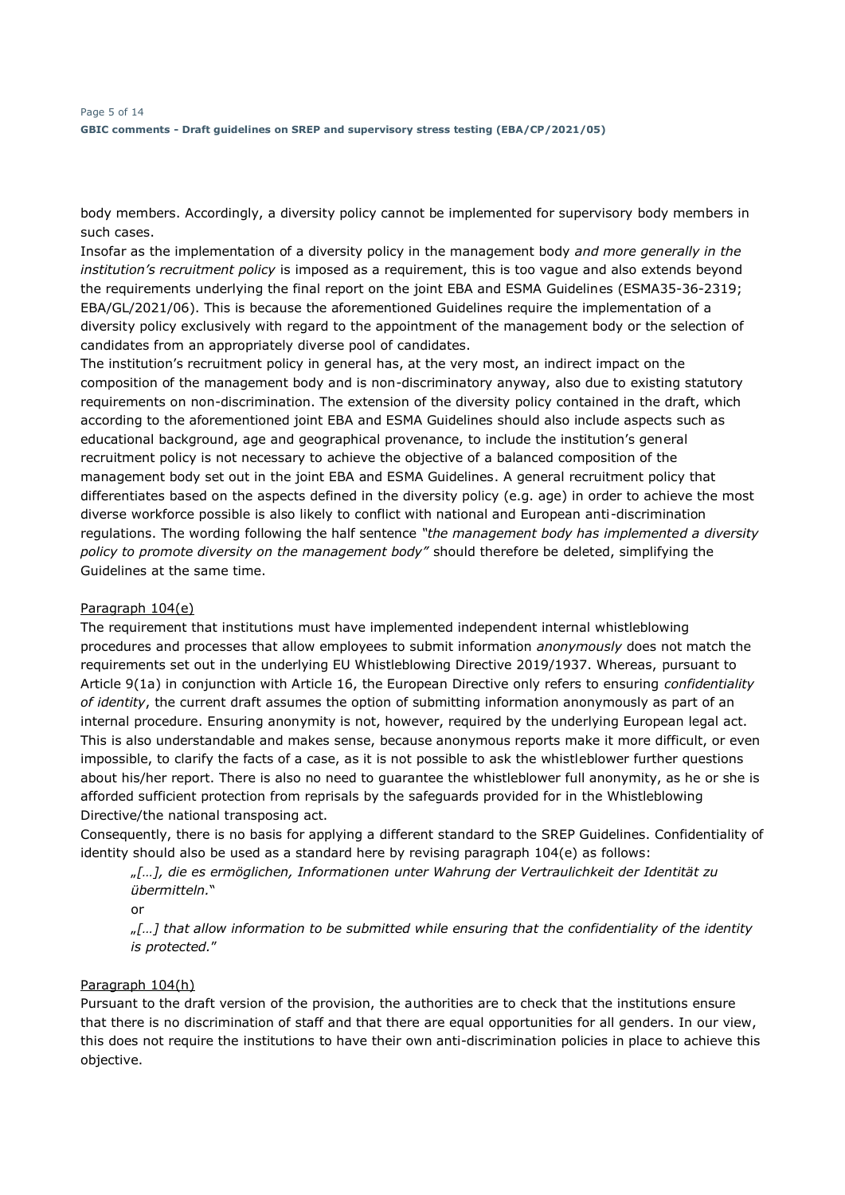body members. Accordingly, a diversity policy cannot be implemented for supervisory body members in such cases.

Insofar as the implementation of a diversity policy in the management body *and more generally in the institution's recruitment policy* is imposed as a requirement, this is too vague and also extends beyond the requirements underlying the final report on the joint EBA and ESMA Guidelines (ESMA35-36-2319; EBA/GL/2021/06). This is because the aforementioned Guidelines require the implementation of a diversity policy exclusively with regard to the appointment of the management body or the selection of candidates from an appropriately diverse pool of candidates.

The institution's recruitment policy in general has, at the very most, an indirect impact on the composition of the management body and is non-discriminatory anyway, also due to existing statutory requirements on non-discrimination. The extension of the diversity policy contained in the draft, which according to the aforementioned joint EBA and ESMA Guidelines should also include aspects such as educational background, age and geographical provenance, to include the institution's general recruitment policy is not necessary to achieve the objective of a balanced composition of the management body set out in the joint EBA and ESMA Guidelines. A general recruitment policy that differentiates based on the aspects defined in the diversity policy (e.g. age) in order to achieve the most diverse workforce possible is also likely to conflict with national and European anti-discrimination regulations. The wording following the half sentence *"the management body has implemented a diversity policy to promote diversity on the management body"* should therefore be deleted, simplifying the Guidelines at the same time.

<u>Paragraph 104(e)</u>

The requirement that institutions must have implemented independent internal whistleblowing procedures and processes that allow employees to submit information *anonymously* does not match the requirements set out in the underlying EU Whistleblowing Directive 2019/1937. Whereas, pursuant to Article 9(1a) in conjunction with Article 16, the European Directive only refers to ensuring *confidentiality of identity*, the current draft assumes the option of submitting information anonymously as part of an internal procedure. Ensuring anonymity is not, however, required by the underlying European legal act. This is also understandable and makes sense, because anonymous reports make it more difficult, or even impossible, to clarify the facts of a case, as it is not possible to ask the whistleblower further questions about his/her report. There is also no need to guarantee the whistleblower full anonymity, as he or she is afforded sufficient protection from reprisals by the safeguards provided for in the Whistleblowing Directive/the national transposing act.

Consequently, there is no basis for applying a different standard to the SREP Guidelines. Confidentiality of identity should also be used as a standard here by revising paragraph 104(e) as follows:

> *„[…], die es ermöglichen, Informationen unter Wahrung der Vertraulichkeit der Identität zu übermitteln.*"
>
> or
>
> *„[…] that allow information to be submitted while ensuring that the confidentiality of the identity is protected.*"

<u>Paragraph 104(h)</u>

Pursuant to the draft version of the provision, the authorities are to check that the institutions ensure that there is no discrimination of staff and that there are equal opportunities for all genders. In our view, this does not require the institutions to have their own anti-discrimination policies in place to achieve this objective.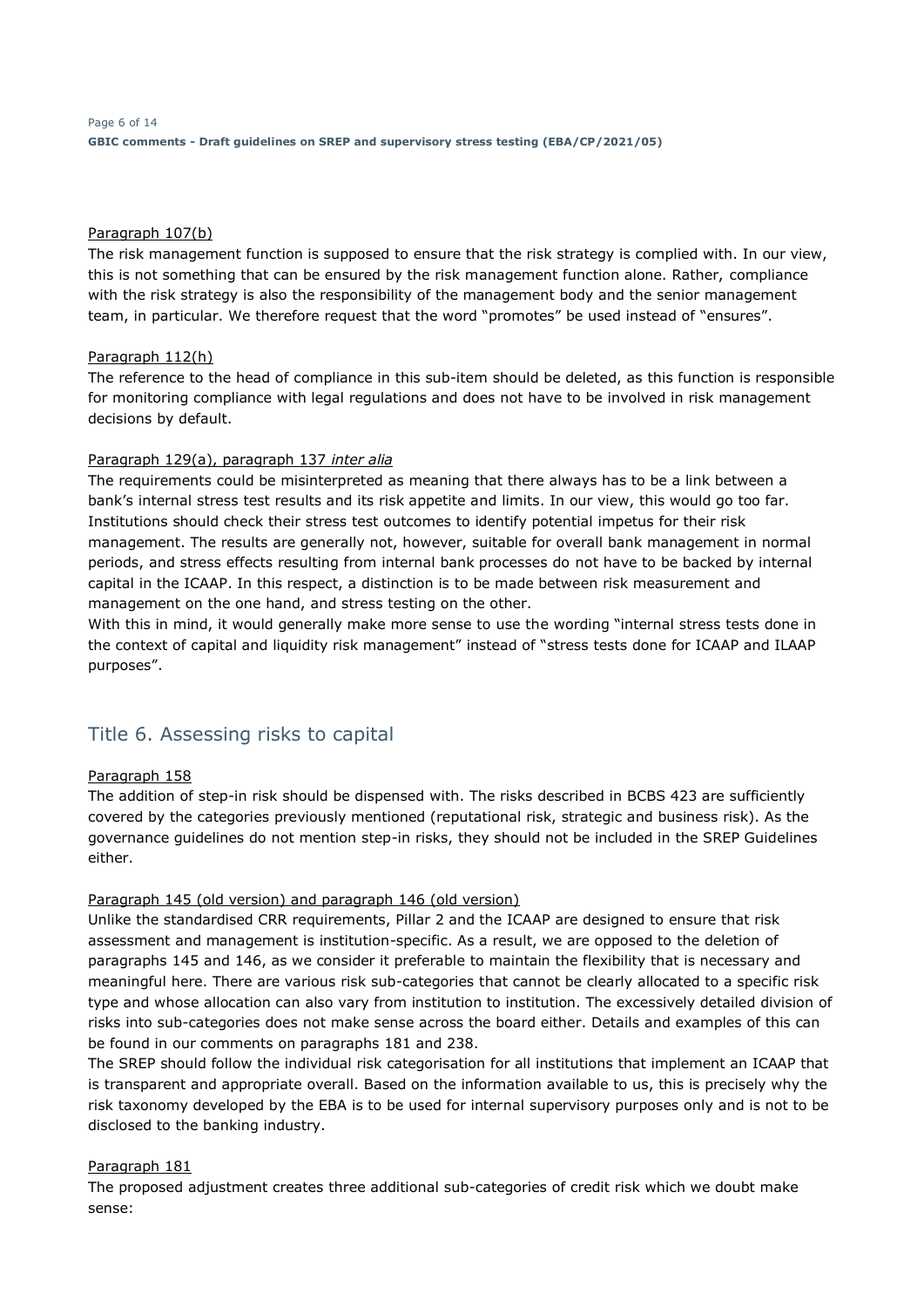Paragraph 107(b)

The risk management function is supposed to ensure that the risk strategy is complied with. In our view, this is not something that can be ensured by the risk management function alone. Rather, compliance with the risk strategy is also the responsibility of the management body and the senior management team, in particular. We therefore request that the word "promotes" be used instead of "ensures".

Paragraph 112(h)

The reference to the head of compliance in this sub-item should be deleted, as this function is responsible for monitoring compliance with legal regulations and does not have to be involved in risk management decisions by default.

Paragraph 129(a), paragraph 137 *inter alia*

The requirements could be misinterpreted as meaning that there always has to be a link between a bank's internal stress test results and its risk appetite and limits. In our view, this would go too far. Institutions should check their stress test outcomes to identify potential impetus for their risk management. The results are generally not, however, suitable for overall bank management in normal periods, and stress effects resulting from internal bank processes do not have to be backed by internal capital in the ICAAP. In this respect, a distinction is to be made between risk measurement and management on the one hand, and stress testing on the other.

With this in mind, it would generally make more sense to use the wording "internal stress tests done in the context of capital and liquidity risk management" instead of "stress tests done for ICAAP and ILAAP purposes".

## Title 6. Assessing risks to capital

Paragraph 158

The addition of step-in risk should be dispensed with. The risks described in BCBS 423 are sufficiently covered by the categories previously mentioned (reputational risk, strategic and business risk). As the governance guidelines do not mention step-in risks, they should not be included in the SREP Guidelines either.

Paragraph 145 (old version) and paragraph 146 (old version)

Unlike the standardised CRR requirements, Pillar 2 and the ICAAP are designed to ensure that risk assessment and management is institution-specific. As a result, we are opposed to the deletion of paragraphs 145 and 146, as we consider it preferable to maintain the flexibility that is necessary and meaningful here. There are various risk sub-categories that cannot be clearly allocated to a specific risk type and whose allocation can also vary from institution to institution. The excessively detailed division of risks into sub-categories does not make sense across the board either. Details and examples of this can be found in our comments on paragraphs 181 and 238.

The SREP should follow the individual risk categorisation for all institutions that implement an ICAAP that is transparent and appropriate overall. Based on the information available to us, this is precisely why the risk taxonomy developed by the EBA is to be used for internal supervisory purposes only and is not to be disclosed to the banking industry.

Paragraph 181

The proposed adjustment creates three additional sub-categories of credit risk which we doubt make sense: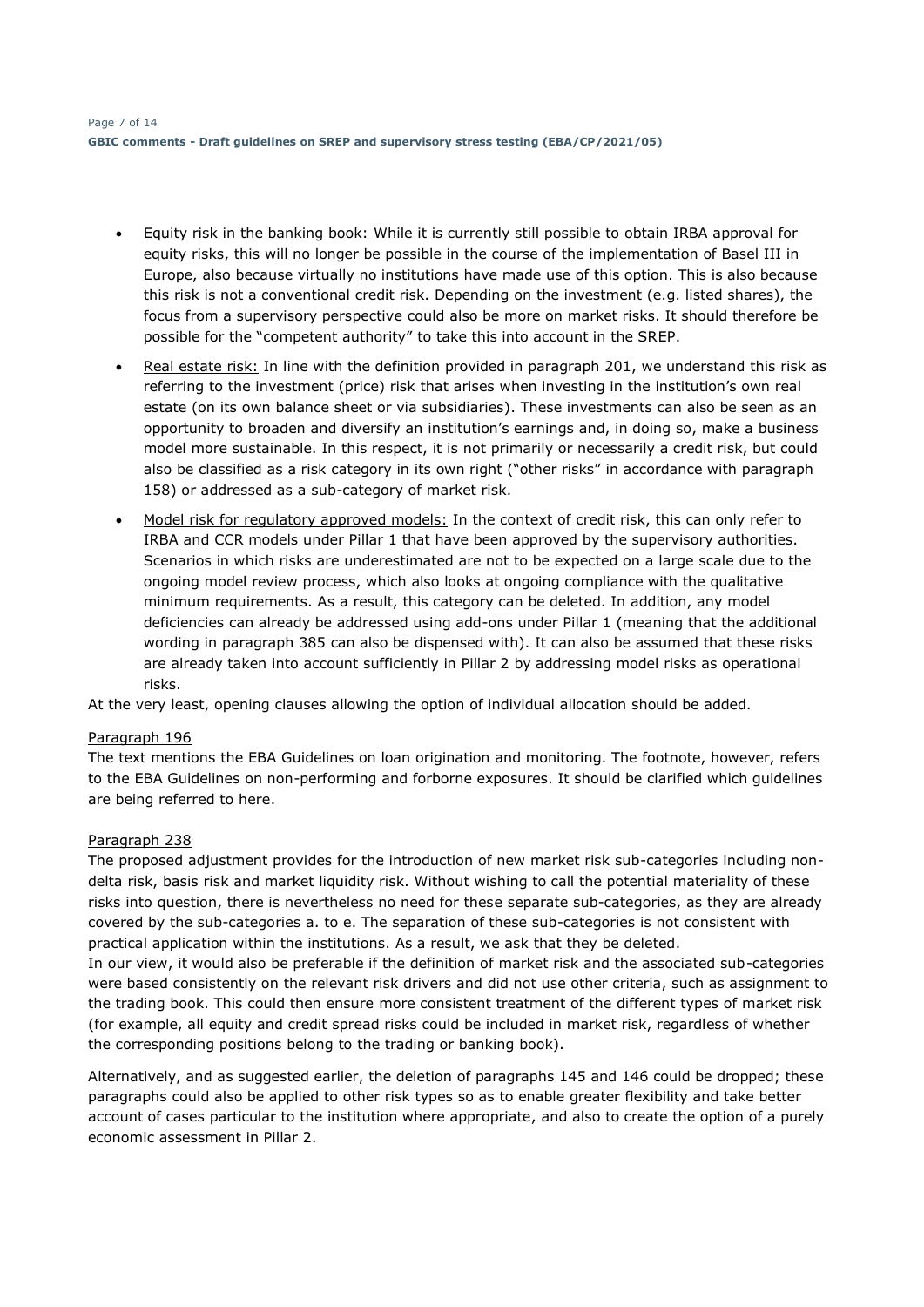- Equity risk in the banking book: While it is currently still possible to obtain IRBA approval for equity risks, this will no longer be possible in the course of the implementation of Basel III in Europe, also because virtually no institutions have made use of this option. This is also because this risk is not a conventional credit risk. Depending on the investment (e.g. listed shares), the focus from a supervisory perspective could also be more on market risks. It should therefore be possible for the "competent authority" to take this into account in the SREP.
- Real estate risk: In line with the definition provided in paragraph 201, we understand this risk as referring to the investment (price) risk that arises when investing in the institution's own real estate (on its own balance sheet or via subsidiaries). These investments can also be seen as an opportunity to broaden and diversify an institution's earnings and, in doing so, make a business model more sustainable. In this respect, it is not primarily or necessarily a credit risk, but could also be classified as a risk category in its own right ("other risks" in accordance with paragraph 158) or addressed as a sub-category of market risk.
- Model risk for regulatory approved models: In the context of credit risk, this can only refer to IRBA and CCR models under Pillar 1 that have been approved by the supervisory authorities. Scenarios in which risks are underestimated are not to be expected on a large scale due to the ongoing model review process, which also looks at ongoing compliance with the qualitative minimum requirements. As a result, this category can be deleted. In addition, any model deficiencies can already be addressed using add-ons under Pillar 1 (meaning that the additional wording in paragraph 385 can also be dispensed with). It can also be assumed that these risks are already taken into account sufficiently in Pillar 2 by addressing model risks as operational risks.

At the very least, opening clauses allowing the option of individual allocation should be added.

Paragraph 196

The text mentions the EBA Guidelines on loan origination and monitoring. The footnote, however, refers to the EBA Guidelines on non-performing and forborne exposures. It should be clarified which guidelines are being referred to here.

Paragraph 238

The proposed adjustment provides for the introduction of new market risk sub-categories including non-delta risk, basis risk and market liquidity risk. Without wishing to call the potential materiality of these risks into question, there is nevertheless no need for these separate sub-categories, as they are already covered by the sub-categories a. to e. The separation of these sub-categories is not consistent with practical application within the institutions. As a result, we ask that they be deleted.

In our view, it would also be preferable if the definition of market risk and the associated sub-categories were based consistently on the relevant risk drivers and did not use other criteria, such as assignment to the trading book. This could then ensure more consistent treatment of the different types of market risk (for example, all equity and credit spread risks could be included in market risk, regardless of whether the corresponding positions belong to the trading or banking book).

Alternatively, and as suggested earlier, the deletion of paragraphs 145 and 146 could be dropped; these paragraphs could also be applied to other risk types so as to enable greater flexibility and take better account of cases particular to the institution where appropriate, and also to create the option of a purely economic assessment in Pillar 2.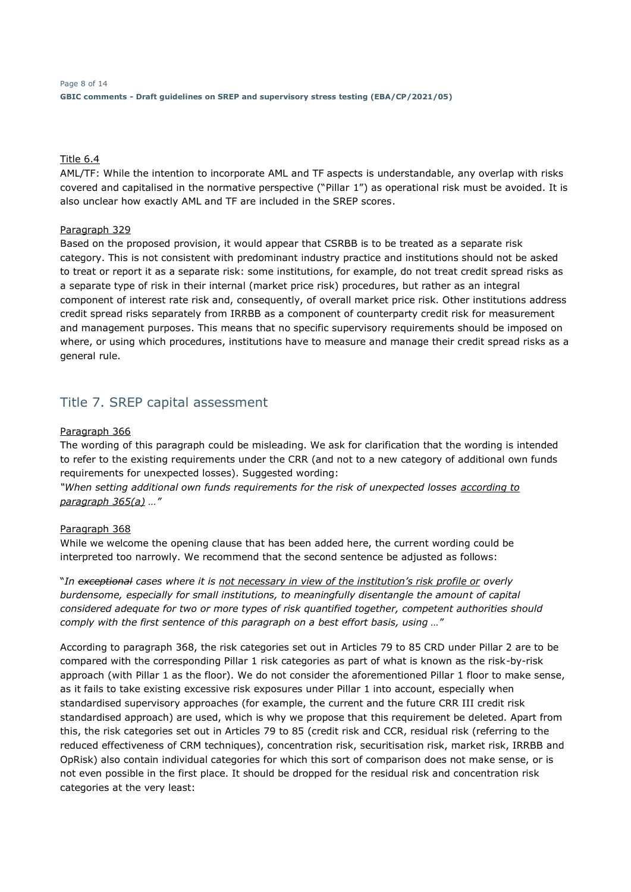Title 6.4

AML/TF: While the intention to incorporate AML and TF aspects is understandable, any overlap with risks covered and capitalised in the normative perspective ("Pillar 1") as operational risk must be avoided. It is also unclear how exactly AML and TF are included in the SREP scores.

Paragraph 329

Based on the proposed provision, it would appear that CSRBB is to be treated as a separate risk category. This is not consistent with predominant industry practice and institutions should not be asked to treat or report it as a separate risk: some institutions, for example, do not treat credit spread risks as a separate type of risk in their internal (market price risk) procedures, but rather as an integral component of interest rate risk and, consequently, of overall market price risk. Other institutions address credit spread risks separately from IRRBB as a component of counterparty credit risk for measurement and management purposes. This means that no specific supervisory requirements should be imposed on where, or using which procedures, institutions have to measure and manage their credit spread risks as a general rule.

## Title 7. SREP capital assessment

Paragraph 366

The wording of this paragraph could be misleading. We ask for clarification that the wording is intended to refer to the existing requirements under the CRR (and not to a new category of additional own funds requirements for unexpected losses). Suggested wording:

*"When setting additional own funds requirements for the risk of unexpected losses according to paragraph 365(a) …"*

Paragraph 368

While we welcome the opening clause that has been added here, the current wording could be interpreted too narrowly. We recommend that the second sentence be adjusted as follows:

"*In ~~exceptional~~ cases where it is not necessary in view of the institution's risk profile or overly burdensome, especially for small institutions, to meaningfully disentangle the amount of capital considered adequate for two or more types of risk quantified together, competent authorities should comply with the first sentence of this paragraph on a best effort basis, using …*"

According to paragraph 368, the risk categories set out in Articles 79 to 85 CRD under Pillar 2 are to be compared with the corresponding Pillar 1 risk categories as part of what is known as the risk-by-risk approach (with Pillar 1 as the floor). We do not consider the aforementioned Pillar 1 floor to make sense, as it fails to take existing excessive risk exposures under Pillar 1 into account, especially when standardised supervisory approaches (for example, the current and the future CRR III credit risk standardised approach) are used, which is why we propose that this requirement be deleted. Apart from this, the risk categories set out in Articles 79 to 85 (credit risk and CCR, residual risk (referring to the reduced effectiveness of CRM techniques), concentration risk, securitisation risk, market risk, IRRBB and OpRisk) also contain individual categories for which this sort of comparison does not make sense, or is not even possible in the first place. It should be dropped for the residual risk and concentration risk categories at the very least: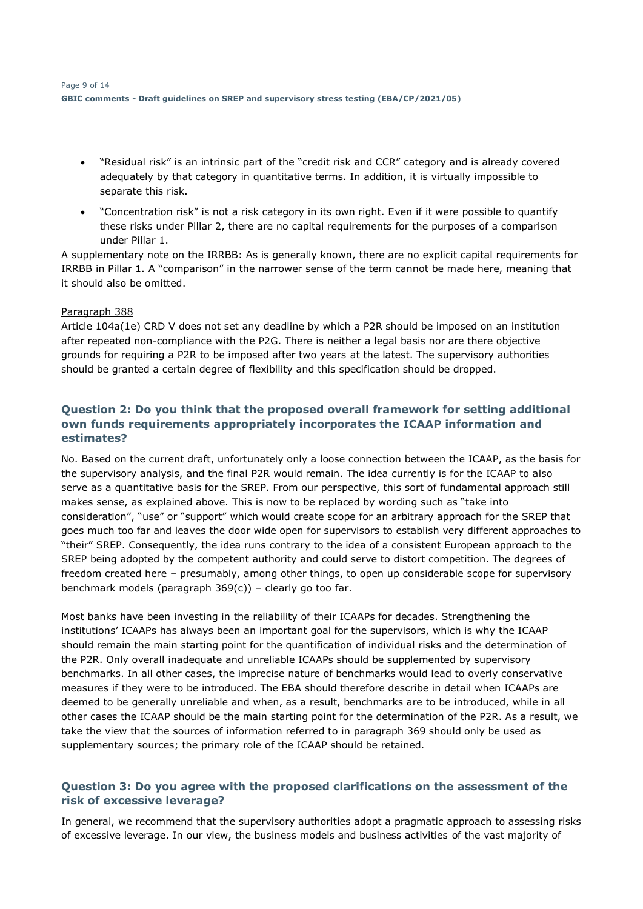- "Residual risk" is an intrinsic part of the "credit risk and CCR" category and is already covered adequately by that category in quantitative terms. In addition, it is virtually impossible to separate this risk.
- "Concentration risk" is not a risk category in its own right. Even if it were possible to quantify these risks under Pillar 2, there are no capital requirements for the purposes of a comparison under Pillar 1.

A supplementary note on the IRRBB: As is generally known, there are no explicit capital requirements for IRRBB in Pillar 1. A "comparison" in the narrower sense of the term cannot be made here, meaning that it should also be omitted.

Paragraph 388

Article 104a(1e) CRD V does not set any deadline by which a P2R should be imposed on an institution after repeated non-compliance with the P2G. There is neither a legal basis nor are there objective grounds for requiring a P2R to be imposed after two years at the latest. The supervisory authorities should be granted a certain degree of flexibility and this specification should be dropped.

### Question 2: Do you think that the proposed overall framework for setting additional own funds requirements appropriately incorporates the ICAAP information and estimates?

No. Based on the current draft, unfortunately only a loose connection between the ICAAP, as the basis for the supervisory analysis, and the final P2R would remain. The idea currently is for the ICAAP to also serve as a quantitative basis for the SREP. From our perspective, this sort of fundamental approach still makes sense, as explained above. This is now to be replaced by wording such as "take into consideration", "use" or "support" which would create scope for an arbitrary approach for the SREP that goes much too far and leaves the door wide open for supervisors to establish very different approaches to "their" SREP. Consequently, the idea runs contrary to the idea of a consistent European approach to the SREP being adopted by the competent authority and could serve to distort competition. The degrees of freedom created here – presumably, among other things, to open up considerable scope for supervisory benchmark models (paragraph 369(c)) – clearly go too far.

Most banks have been investing in the reliability of their ICAAPs for decades. Strengthening the institutions' ICAAPs has always been an important goal for the supervisors, which is why the ICAAP should remain the main starting point for the quantification of individual risks and the determination of the P2R. Only overall inadequate and unreliable ICAAPs should be supplemented by supervisory benchmarks. In all other cases, the imprecise nature of benchmarks would lead to overly conservative measures if they were to be introduced. The EBA should therefore describe in detail when ICAAPs are deemed to be generally unreliable and when, as a result, benchmarks are to be introduced, while in all other cases the ICAAP should be the main starting point for the determination of the P2R. As a result, we take the view that the sources of information referred to in paragraph 369 should only be used as supplementary sources; the primary role of the ICAAP should be retained.

### Question 3: Do you agree with the proposed clarifications on the assessment of the risk of excessive leverage?

In general, we recommend that the supervisory authorities adopt a pragmatic approach to assessing risks of excessive leverage. In our view, the business models and business activities of the vast majority of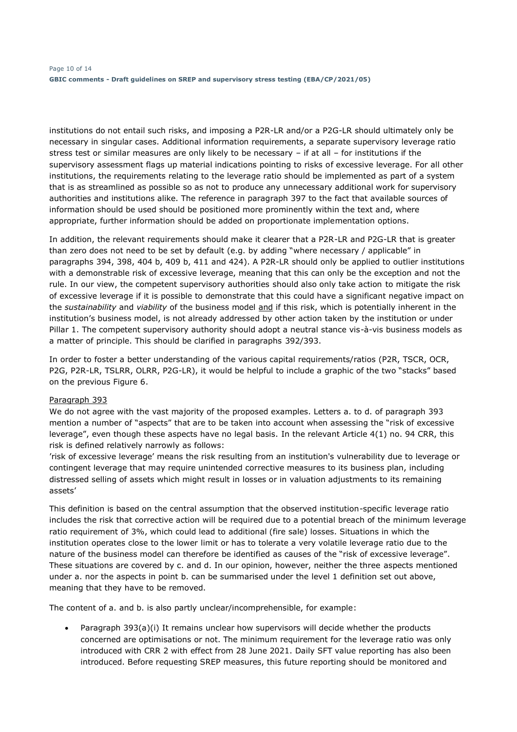institutions do not entail such risks, and imposing a P2R-LR and/or a P2G-LR should ultimately only be necessary in singular cases. Additional information requirements, a separate supervisory leverage ratio stress test or similar measures are only likely to be necessary – if at all – for institutions if the supervisory assessment flags up material indications pointing to risks of excessive leverage. For all other institutions, the requirements relating to the leverage ratio should be implemented as part of a system that is as streamlined as possible so as not to produce any unnecessary additional work for supervisory authorities and institutions alike. The reference in paragraph 397 to the fact that available sources of information should be used should be positioned more prominently within the text and, where appropriate, further information should be added on proportionate implementation options.

In addition, the relevant requirements should make it clearer that a P2R-LR and P2G-LR that is greater than zero does not need to be set by default (e.g. by adding "where necessary / applicable" in paragraphs 394, 398, 404 b, 409 b, 411 and 424). A P2R-LR should only be applied to outlier institutions with a demonstrable risk of excessive leverage, meaning that this can only be the exception and not the rule. In our view, the competent supervisory authorities should also only take action to mitigate the risk of excessive leverage if it is possible to demonstrate that this could have a significant negative impact on the *sustainability* and *viability* of the business model and if this risk, which is potentially inherent in the institution's business model, is not already addressed by other action taken by the institution or under Pillar 1. The competent supervisory authority should adopt a neutral stance vis-à-vis business models as a matter of principle. This should be clarified in paragraphs 392/393.

In order to foster a better understanding of the various capital requirements/ratios (P2R, TSCR, OCR, P2G, P2R-LR, TSLRR, OLRR, P2G-LR), it would be helpful to include a graphic of the two "stacks" based on the previous Figure 6.

Paragraph 393

We do not agree with the vast majority of the proposed examples. Letters a. to d. of paragraph 393 mention a number of "aspects" that are to be taken into account when assessing the "risk of excessive leverage", even though these aspects have no legal basis. In the relevant Article 4(1) no. 94 CRR, this risk is defined relatively narrowly as follows:

'risk of excessive leverage' means the risk resulting from an institution's vulnerability due to leverage or contingent leverage that may require unintended corrective measures to its business plan, including distressed selling of assets which might result in losses or in valuation adjustments to its remaining assets'

This definition is based on the central assumption that the observed institution-specific leverage ratio includes the risk that corrective action will be required due to a potential breach of the minimum leverage ratio requirement of 3%, which could lead to additional (fire sale) losses. Situations in which the institution operates close to the lower limit or has to tolerate a very volatile leverage ratio due to the nature of the business model can therefore be identified as causes of the "risk of excessive leverage". These situations are covered by c. and d. In our opinion, however, neither the three aspects mentioned under a. nor the aspects in point b. can be summarised under the level 1 definition set out above, meaning that they have to be removed.

The content of a. and b. is also partly unclear/incomprehensible, for example:

- Paragraph 393(a)(i) It remains unclear how supervisors will decide whether the products concerned are optimisations or not. The minimum requirement for the leverage ratio was only introduced with CRR 2 with effect from 28 June 2021. Daily SFT value reporting has also been introduced. Before requesting SREP measures, this future reporting should be monitored and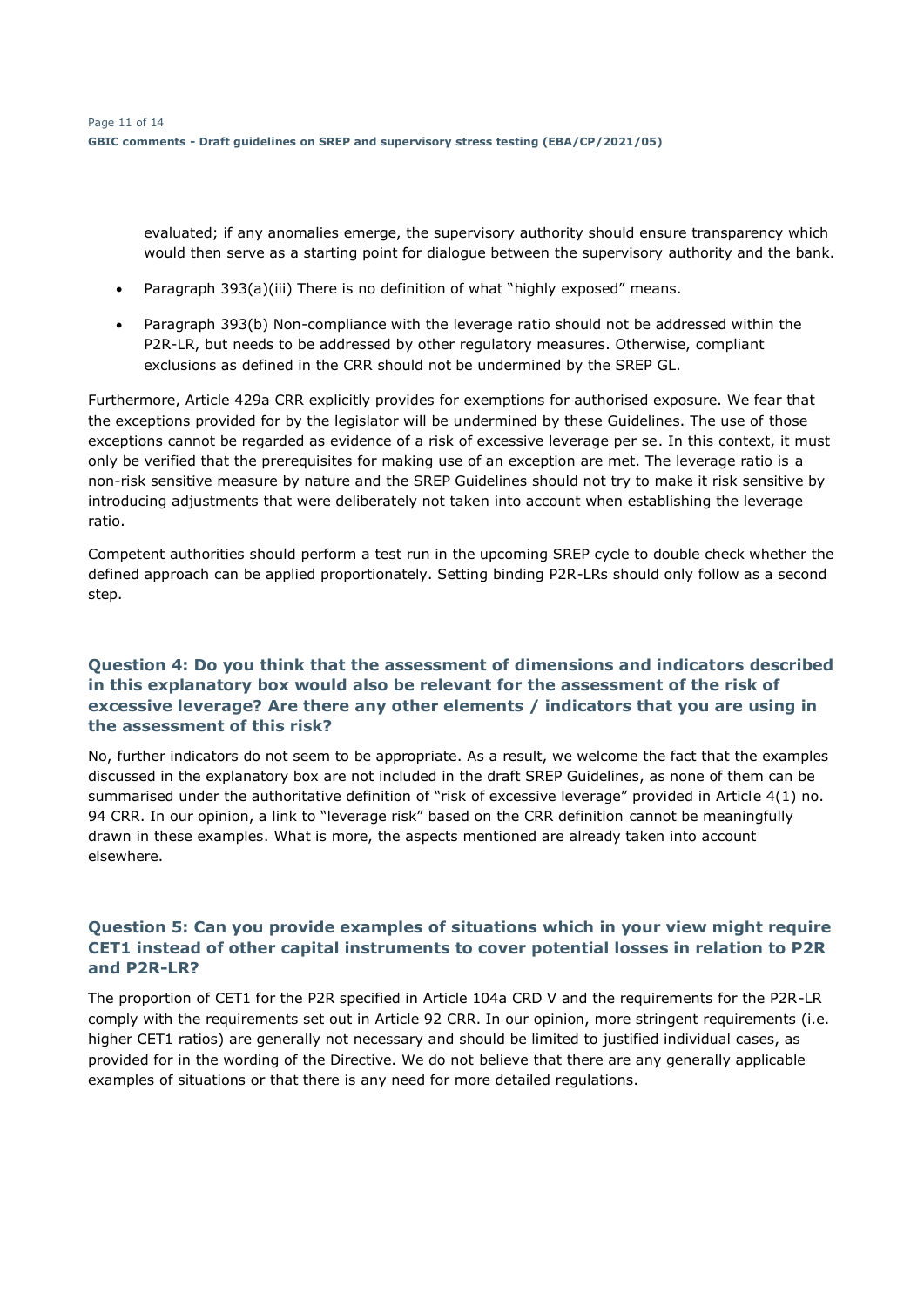evaluated; if any anomalies emerge, the supervisory authority should ensure transparency which would then serve as a starting point for dialogue between the supervisory authority and the bank.

- Paragraph 393(a)(iii) There is no definition of what "highly exposed" means.
- Paragraph 393(b) Non-compliance with the leverage ratio should not be addressed within the P2R-LR, but needs to be addressed by other regulatory measures. Otherwise, compliant exclusions as defined in the CRR should not be undermined by the SREP GL.

Furthermore, Article 429a CRR explicitly provides for exemptions for authorised exposure. We fear that the exceptions provided for by the legislator will be undermined by these Guidelines. The use of those exceptions cannot be regarded as evidence of a risk of excessive leverage per se. In this context, it must only be verified that the prerequisites for making use of an exception are met. The leverage ratio is a non-risk sensitive measure by nature and the SREP Guidelines should not try to make it risk sensitive by introducing adjustments that were deliberately not taken into account when establishing the leverage ratio.

Competent authorities should perform a test run in the upcoming SREP cycle to double check whether the defined approach can be applied proportionately. Setting binding P2R-LRs should only follow as a second step.

### Question 4: Do you think that the assessment of dimensions and indicators described in this explanatory box would also be relevant for the assessment of the risk of excessive leverage? Are there any other elements / indicators that you are using in the assessment of this risk?

No, further indicators do not seem to be appropriate. As a result, we welcome the fact that the examples discussed in the explanatory box are not included in the draft SREP Guidelines, as none of them can be summarised under the authoritative definition of "risk of excessive leverage" provided in Article 4(1) no. 94 CRR. In our opinion, a link to "leverage risk" based on the CRR definition cannot be meaningfully drawn in these examples. What is more, the aspects mentioned are already taken into account elsewhere.

### Question 5: Can you provide examples of situations which in your view might require CET1 instead of other capital instruments to cover potential losses in relation to P2R and P2R-LR?

The proportion of CET1 for the P2R specified in Article 104a CRD V and the requirements for the P2R-LR comply with the requirements set out in Article 92 CRR. In our opinion, more stringent requirements (i.e. higher CET1 ratios) are generally not necessary and should be limited to justified individual cases, as provided for in the wording of the Directive. We do not believe that there are any generally applicable examples of situations or that there is any need for more detailed regulations.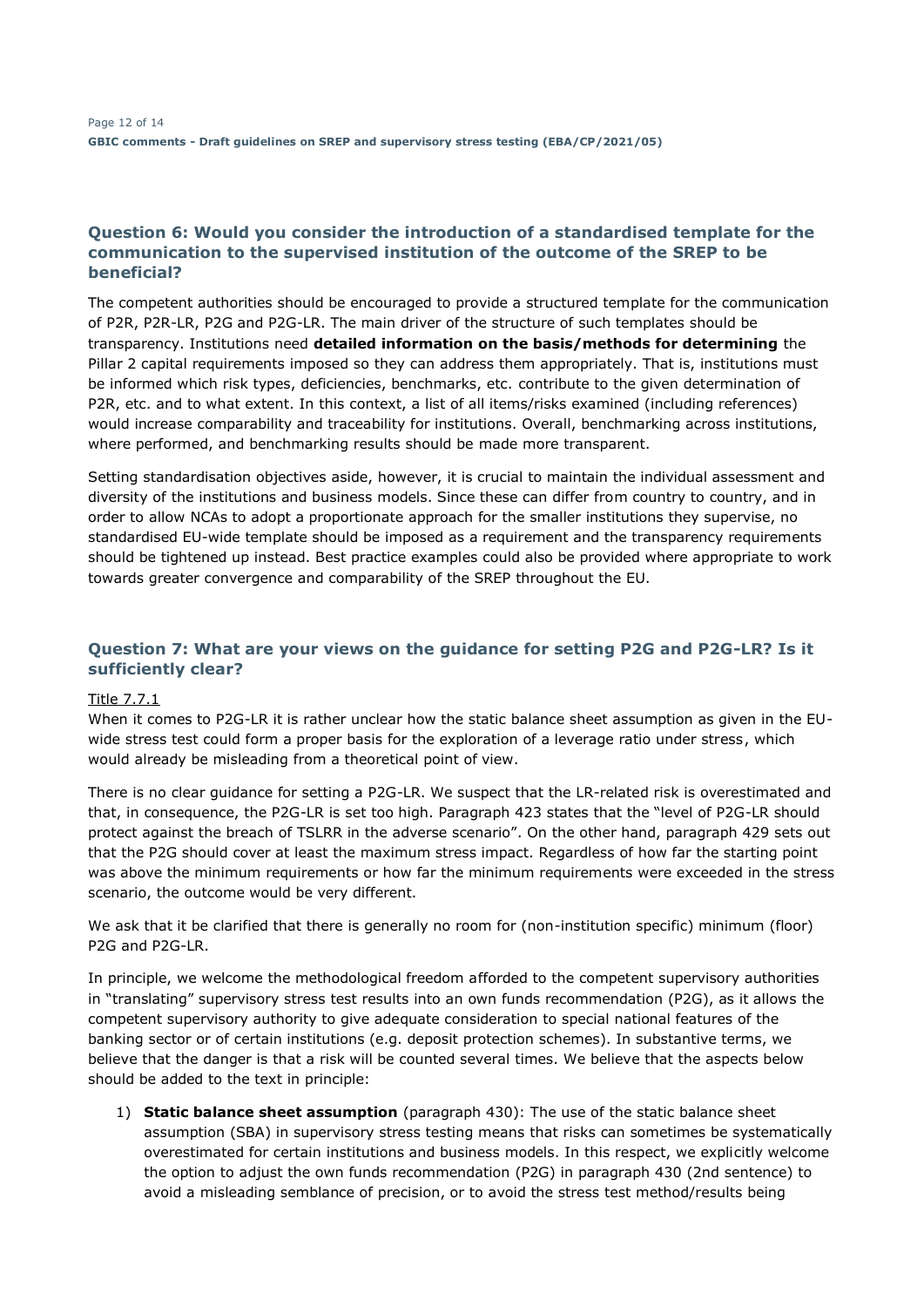## Question 6: Would you consider the introduction of a standardised template for the communication to the supervised institution of the outcome of the SREP to be beneficial?

The competent authorities should be encouraged to provide a structured template for the communication of P2R, P2R-LR, P2G and P2G-LR. The main driver of the structure of such templates should be transparency. Institutions need **detailed information on the basis/methods for determining** the Pillar 2 capital requirements imposed so they can address them appropriately. That is, institutions must be informed which risk types, deficiencies, benchmarks, etc. contribute to the given determination of P2R, etc. and to what extent. In this context, a list of all items/risks examined (including references) would increase comparability and traceability for institutions. Overall, benchmarking across institutions, where performed, and benchmarking results should be made more transparent.

Setting standardisation objectives aside, however, it is crucial to maintain the individual assessment and diversity of the institutions and business models. Since these can differ from country to country, and in order to allow NCAs to adopt a proportionate approach for the smaller institutions they supervise, no standardised EU-wide template should be imposed as a requirement and the transparency requirements should be tightened up instead. Best practice examples could also be provided where appropriate to work towards greater convergence and comparability of the SREP throughout the EU.

## Question 7: What are your views on the guidance for setting P2G and P2G-LR? Is it sufficiently clear?

Title 7.7.1

When it comes to P2G-LR it is rather unclear how the static balance sheet assumption as given in the EU-wide stress test could form a proper basis for the exploration of a leverage ratio under stress, which would already be misleading from a theoretical point of view.

There is no clear guidance for setting a P2G-LR. We suspect that the LR-related risk is overestimated and that, in consequence, the P2G-LR is set too high. Paragraph 423 states that the "level of P2G-LR should protect against the breach of TSLRR in the adverse scenario". On the other hand, paragraph 429 sets out that the P2G should cover at least the maximum stress impact. Regardless of how far the starting point was above the minimum requirements or how far the minimum requirements were exceeded in the stress scenario, the outcome would be very different.

We ask that it be clarified that there is generally no room for (non-institution specific) minimum (floor) P2G and P2G-LR.

In principle, we welcome the methodological freedom afforded to the competent supervisory authorities in "translating" supervisory stress test results into an own funds recommendation (P2G), as it allows the competent supervisory authority to give adequate consideration to special national features of the banking sector or of certain institutions (e.g. deposit protection schemes). In substantive terms, we believe that the danger is that a risk will be counted several times. We believe that the aspects below should be added to the text in principle:

1) **Static balance sheet assumption** (paragraph 430): The use of the static balance sheet assumption (SBA) in supervisory stress testing means that risks can sometimes be systematically overestimated for certain institutions and business models. In this respect, we explicitly welcome the option to adjust the own funds recommendation (P2G) in paragraph 430 (2nd sentence) to avoid a misleading semblance of precision, or to avoid the stress test method/results being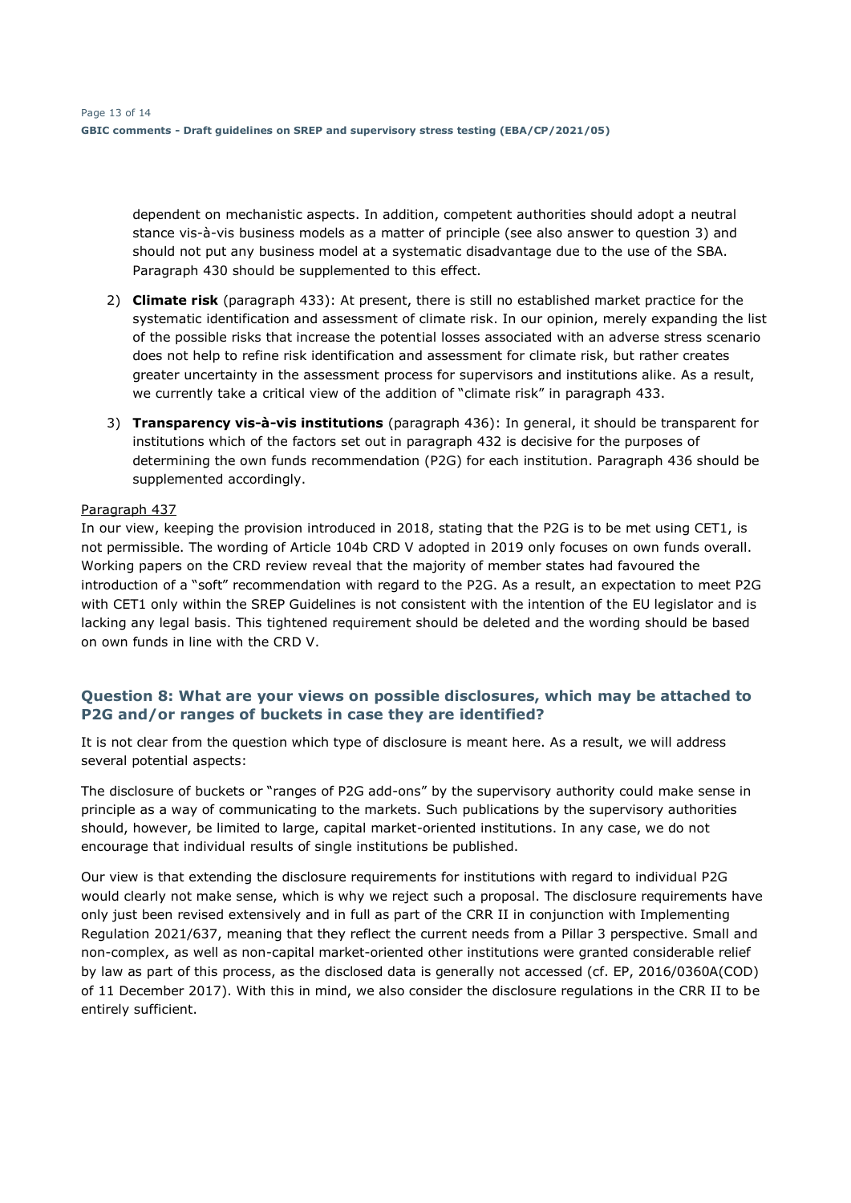dependent on mechanistic aspects. In addition, competent authorities should adopt a neutral stance vis-à-vis business models as a matter of principle (see also answer to question 3) and should not put any business model at a systematic disadvantage due to the use of the SBA. Paragraph 430 should be supplemented to this effect.

2) **Climate risk** (paragraph 433): At present, there is still no established market practice for the systematic identification and assessment of climate risk. In our opinion, merely expanding the list of the possible risks that increase the potential losses associated with an adverse stress scenario does not help to refine risk identification and assessment for climate risk, but rather creates greater uncertainty in the assessment process for supervisors and institutions alike. As a result, we currently take a critical view of the addition of "climate risk" in paragraph 433.

3) **Transparency vis-à-vis institutions** (paragraph 436): In general, it should be transparent for institutions which of the factors set out in paragraph 432 is decisive for the purposes of determining the own funds recommendation (P2G) for each institution. Paragraph 436 should be supplemented accordingly.

Paragraph 437

In our view, keeping the provision introduced in 2018, stating that the P2G is to be met using CET1, is not permissible. The wording of Article 104b CRD V adopted in 2019 only focuses on own funds overall. Working papers on the CRD review reveal that the majority of member states had favoured the introduction of a "soft" recommendation with regard to the P2G. As a result, an expectation to meet P2G with CET1 only within the SREP Guidelines is not consistent with the intention of the EU legislator and is lacking any legal basis. This tightened requirement should be deleted and the wording should be based on own funds in line with the CRD V.

## Question 8: What are your views on possible disclosures, which may be attached to P2G and/or ranges of buckets in case they are identified?

It is not clear from the question which type of disclosure is meant here. As a result, we will address several potential aspects:

The disclosure of buckets or "ranges of P2G add-ons" by the supervisory authority could make sense in principle as a way of communicating to the markets. Such publications by the supervisory authorities should, however, be limited to large, capital market-oriented institutions. In any case, we do not encourage that individual results of single institutions be published.

Our view is that extending the disclosure requirements for institutions with regard to individual P2G would clearly not make sense, which is why we reject such a proposal. The disclosure requirements have only just been revised extensively and in full as part of the CRR II in conjunction with Implementing Regulation 2021/637, meaning that they reflect the current needs from a Pillar 3 perspective. Small and non-complex, as well as non-capital market-oriented other institutions were granted considerable relief by law as part of this process, as the disclosed data is generally not accessed (cf. EP, 2016/0360A(COD) of 11 December 2017). With this in mind, we also consider the disclosure regulations in the CRR II to be entirely sufficient.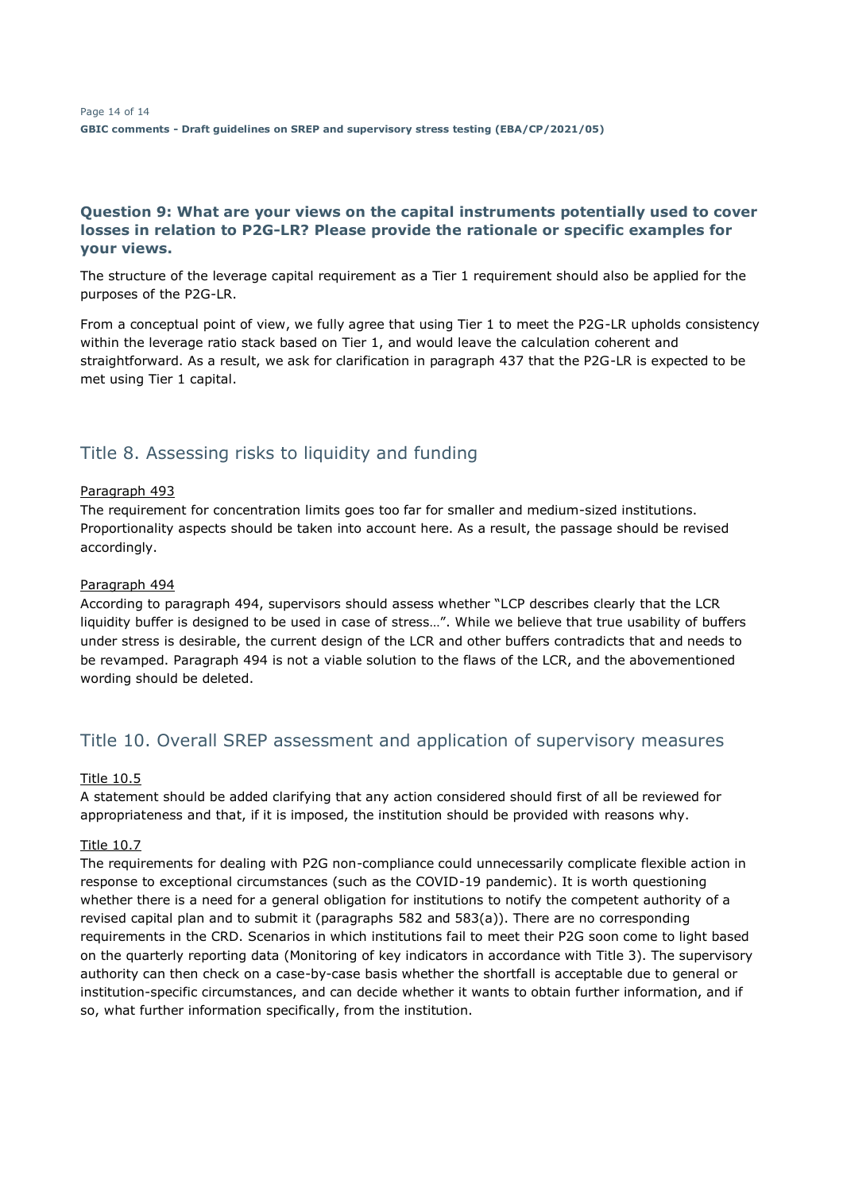### Question 9: What are your views on the capital instruments potentially used to cover losses in relation to P2G-LR? Please provide the rationale or specific examples for your views.

The structure of the leverage capital requirement as a Tier 1 requirement should also be applied for the purposes of the P2G-LR.

From a conceptual point of view, we fully agree that using Tier 1 to meet the P2G-LR upholds consistency within the leverage ratio stack based on Tier 1, and would leave the calculation coherent and straightforward. As a result, we ask for clarification in paragraph 437 that the P2G-LR is expected to be met using Tier 1 capital.

## Title 8. Assessing risks to liquidity and funding

Paragraph 493

The requirement for concentration limits goes too far for smaller and medium-sized institutions. Proportionality aspects should be taken into account here. As a result, the passage should be revised accordingly.

Paragraph 494

According to paragraph 494, supervisors should assess whether "LCP describes clearly that the LCR liquidity buffer is designed to be used in case of stress…". While we believe that true usability of buffers under stress is desirable, the current design of the LCR and other buffers contradicts that and needs to be revamped. Paragraph 494 is not a viable solution to the flaws of the LCR, and the abovementioned wording should be deleted.

## Title 10. Overall SREP assessment and application of supervisory measures

Title 10.5

A statement should be added clarifying that any action considered should first of all be reviewed for appropriateness and that, if it is imposed, the institution should be provided with reasons why.

Title 10.7

The requirements for dealing with P2G non-compliance could unnecessarily complicate flexible action in response to exceptional circumstances (such as the COVID-19 pandemic). It is worth questioning whether there is a need for a general obligation for institutions to notify the competent authority of a revised capital plan and to submit it (paragraphs 582 and 583(a)). There are no corresponding requirements in the CRD. Scenarios in which institutions fail to meet their P2G soon come to light based on the quarterly reporting data (Monitoring of key indicators in accordance with Title 3). The supervisory authority can then check on a case-by-case basis whether the shortfall is acceptable due to general or institution-specific circumstances, and can decide whether it wants to obtain further information, and if so, what further information specifically, from the institution.